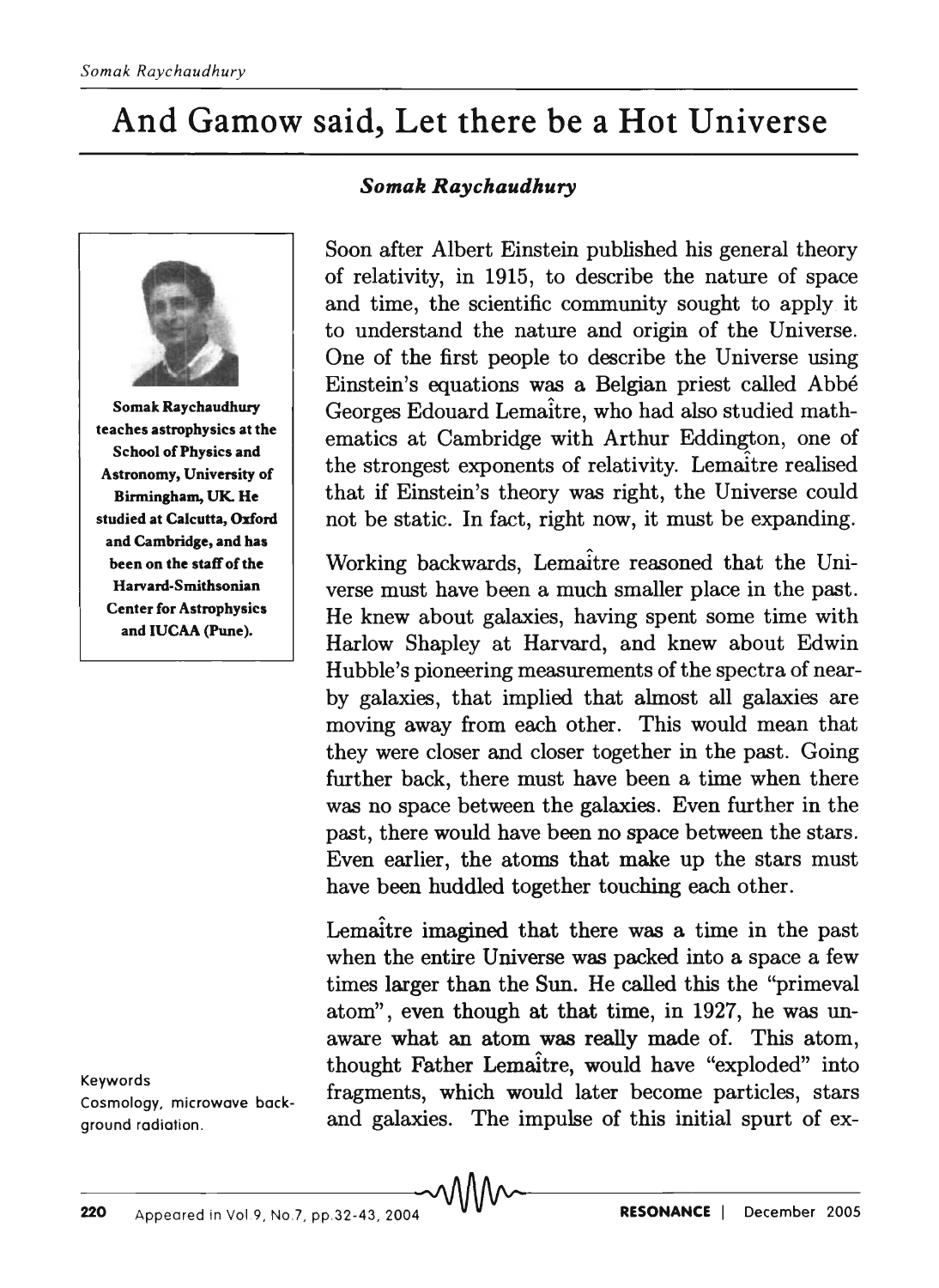# And Gamow said, Let there be a Hot Universe

***Somak Raychaudhury***

**Somak Raychaudhury teaches astrophysics at the School of Physics and Astronomy, University of Birmingham, UK. He studied at Calcutta, Oxford and Cambridge, and has been on the staff of the Harvard-Smithsonian Center for Astrophysics and IUCAA (Pune).**

Soon after Albert Einstein published his general theory of relativity, in 1915, to describe the nature of space and time, the scientific community sought to apply it to understand the nature and origin of the Universe. One of the first people to describe the Universe using Einstein's equations was a Belgian priest called Abbé Georges Edouard Lemaître, who had also studied mathematics at Cambridge with Arthur Eddington, one of the strongest exponents of relativity. Lemaître realised that if Einstein's theory was right, the Universe could not be static. In fact, right now, it must be expanding.

Working backwards, Lemaître reasoned that the Universe must have been a much smaller place in the past. He knew about galaxies, having spent some time with Harlow Shapley at Harvard, and knew about Edwin Hubble's pioneering measurements of the spectra of nearby galaxies, that implied that almost all galaxies are moving away from each other. This would mean that they were closer and closer together in the past. Going further back, there must have been a time when there was no space between the galaxies. Even further in the past, there would have been no space between the stars. Even earlier, the atoms that make up the stars must have been huddled together touching each other.

Lemaître imagined that there was a time in the past when the entire Universe was packed into a space a few times larger than the Sun. He called this the "primeval atom", even though at that time, in 1927, he was unaware what an atom was really made of. This atom, thought Father Lemaître, would have "exploded" into fragments, which would later become particles, stars and galaxies. The impulse of this initial spurt of ex-

Keywords
Cosmology, microwave background radiation.

Appeared in Vol.9, No.7, pp.32-43, 2004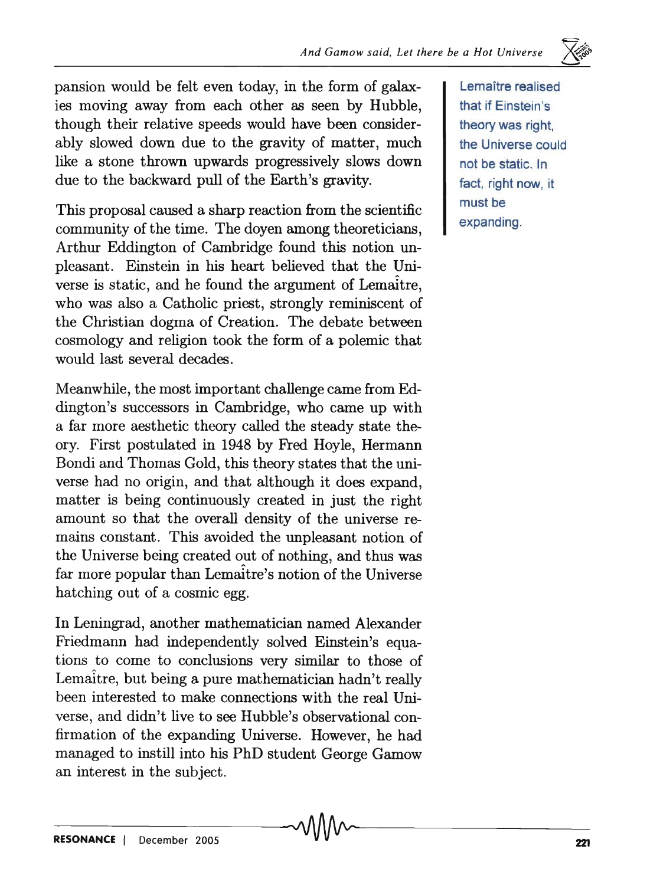pansion would be felt even today, in the form of galaxies moving away from each other as seen by Hubble, though their relative speeds would have been considerably slowed down due to the gravity of matter, much like a stone thrown upwards progressively slows down due to the backward pull of the Earth's gravity.

Lemaître realised that if Einstein's theory was right, the Universe could not be static. In fact, right now, it must be expanding.

This proposal caused a sharp reaction from the scientific community of the time. The doyen among theoreticians, Arthur Eddington of Cambridge found this notion unpleasant. Einstein in his heart believed that the Universe is static, and he found the argument of Lemaître, who was also a Catholic priest, strongly reminiscent of the Christian dogma of Creation. The debate between cosmology and religion took the form of a polemic that would last several decades.

Meanwhile, the most important challenge came from Eddington's successors in Cambridge, who came up with a far more aesthetic theory called the steady state theory. First postulated in 1948 by Fred Hoyle, Hermann Bondi and Thomas Gold, this theory states that the universe had no origin, and that although it does expand, matter is being continuously created in just the right amount so that the overall density of the universe remains constant. This avoided the unpleasant notion of the Universe being created out of nothing, and thus was far more popular than Lemaître's notion of the Universe hatching out of a cosmic egg.

In Leningrad, another mathematician named Alexander Friedmann had independently solved Einstein's equations to come to conclusions very similar to those of Lemaître, but being a pure mathematician hadn't really been interested to make connections with the real Universe, and didn't live to see Hubble's observational confirmation of the expanding Universe. However, he had managed to instill into his PhD student George Gamow an interest in the subject.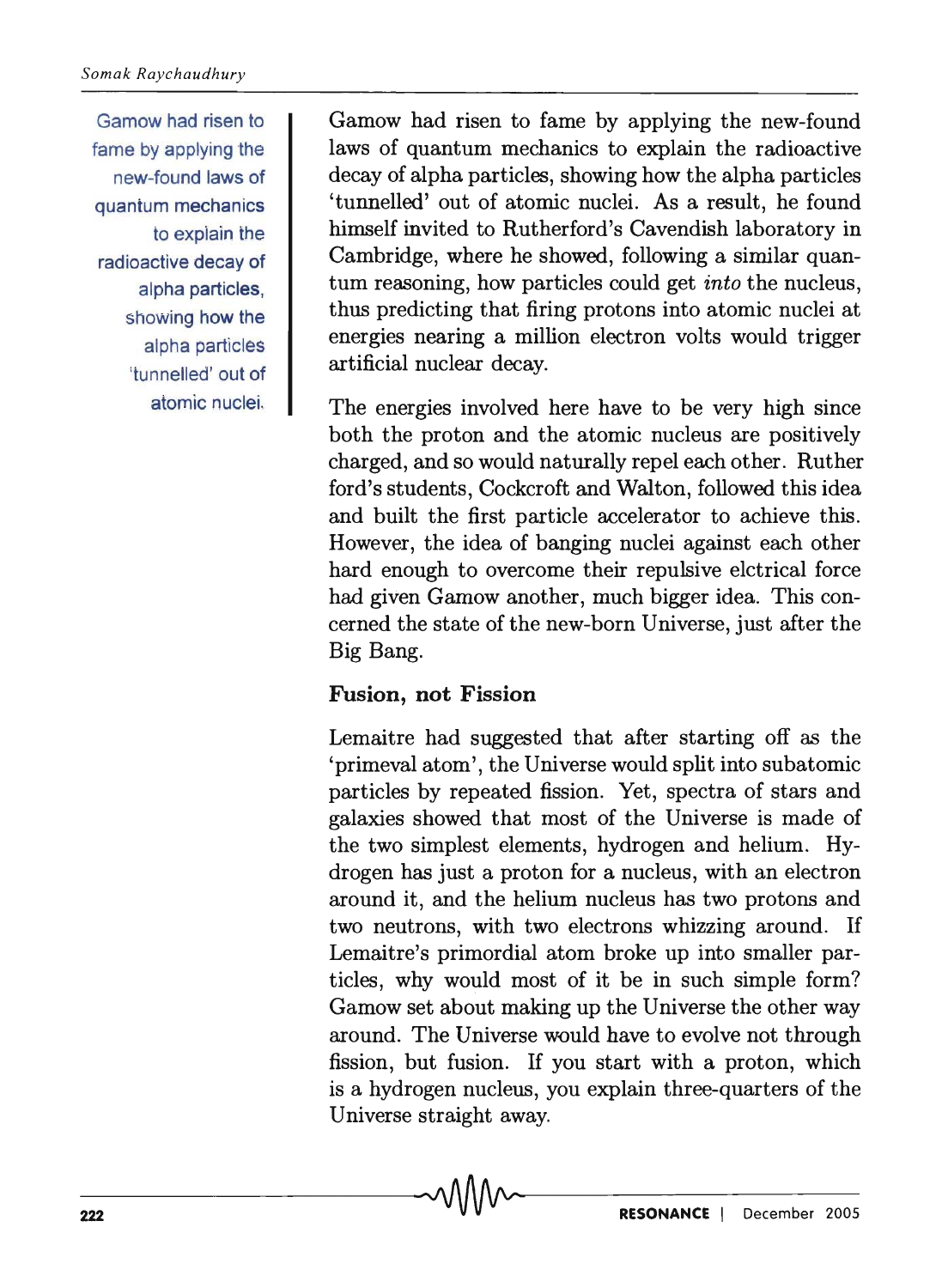Gamow had risen to fame by applying the new-found laws of quantum mechanics to explain the radioactive decay of alpha particles, showing how the alpha particles 'tunnelled' out of atomic nuclei.

Gamow had risen to fame by applying the new-found laws of quantum mechanics to explain the radioactive decay of alpha particles, showing how the alpha particles 'tunnelled' out of atomic nuclei. As a result, he found himself invited to Rutherford's Cavendish laboratory in Cambridge, where he showed, following a similar quantum reasoning, how particles could get *into* the nucleus, thus predicting that firing protons into atomic nuclei at energies nearing a million electron volts would trigger artificial nuclear decay.

The energies involved here have to be very high since both the proton and the atomic nucleus are positively charged, and so would naturally repel each other. Rutherford's students, Cockcroft and Walton, followed this idea and built the first particle accelerator to achieve this. However, the idea of banging nuclei against each other hard enough to overcome their repulsive elctrical force had given Gamow another, much bigger idea. This concerned the state of the new-born Universe, just after the Big Bang.

### Fusion, not Fission

Lemaitre had suggested that after starting off as the 'primeval atom', the Universe would split into subatomic particles by repeated fission. Yet, spectra of stars and galaxies showed that most of the Universe is made of the two simplest elements, hydrogen and helium. Hydrogen has just a proton for a nucleus, with an electron around it, and the helium nucleus has two protons and two neutrons, with two electrons whizzing around. If Lemaitre's primordial atom broke up into smaller particles, why would most of it be in such simple form? Gamow set about making up the Universe the other way around. The Universe would have to evolve not through fission, but fusion. If you start with a proton, which is a hydrogen nucleus, you explain three-quarters of the Universe straight away.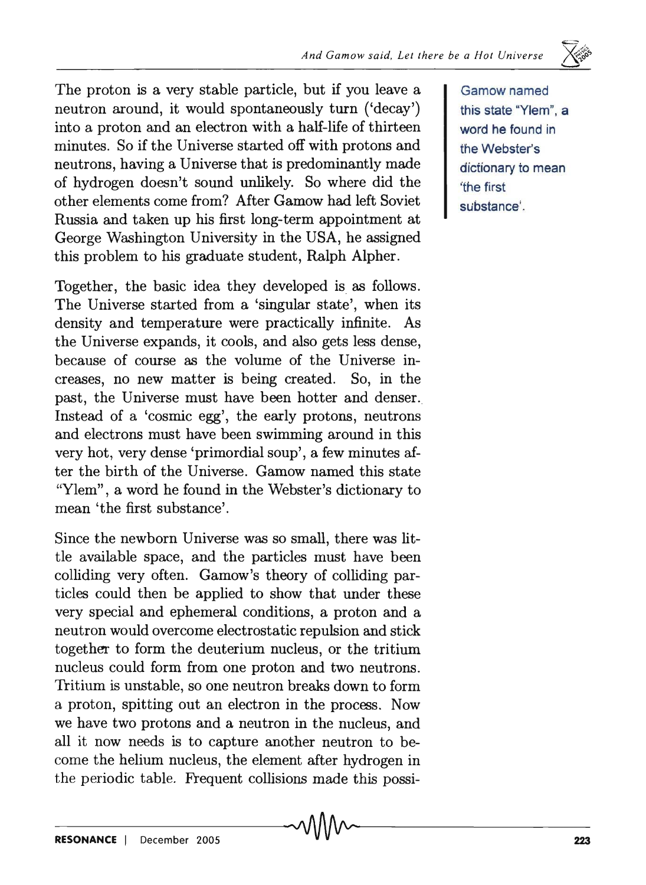The proton is a very stable particle, but if you leave a neutron around, it would spontaneously turn ('decay') into a proton and an electron with a half-life of thirteen minutes. So if the Universe started off with protons and neutrons, having a Universe that is predominantly made of hydrogen doesn't sound unlikely. So where did the other elements come from? After Gamow had left Soviet Russia and taken up his first long-term appointment at George Washington University in the USA, he assigned this problem to his graduate student, Ralph Alpher.

Together, the basic idea they developed is as follows. The Universe started from a 'singular state', when its density and temperature were practically infinite. As the Universe expands, it cools, and also gets less dense, because of course as the volume of the Universe increases, no new matter is being created. So, in the past, the Universe must have been hotter and denser. Instead of a 'cosmic egg', the early protons, neutrons and electrons must have been swimming around in this very hot, very dense 'primordial soup', a few minutes after the birth of the Universe. Gamow named this state "Ylem", a word he found in the Webster's dictionary to mean 'the first substance'.

> Gamow named this state "Ylem", a word he found in the Webster's dictionary to mean 'the first substance'.

Since the newborn Universe was so small, there was little available space, and the particles must have been colliding very often. Gamow's theory of colliding particles could then be applied to show that under these very special and ephemeral conditions, a proton and a neutron would overcome electrostatic repulsion and stick together to form the deuterium nucleus, or the tritium nucleus could form from one proton and two neutrons. Tritium is unstable, so one neutron breaks down to form a proton, spitting out an electron in the process. Now we have two protons and a neutron in the nucleus, and all it now needs is to capture another neutron to become the helium nucleus, the element after hydrogen in the periodic table. Frequent collisions made this possi-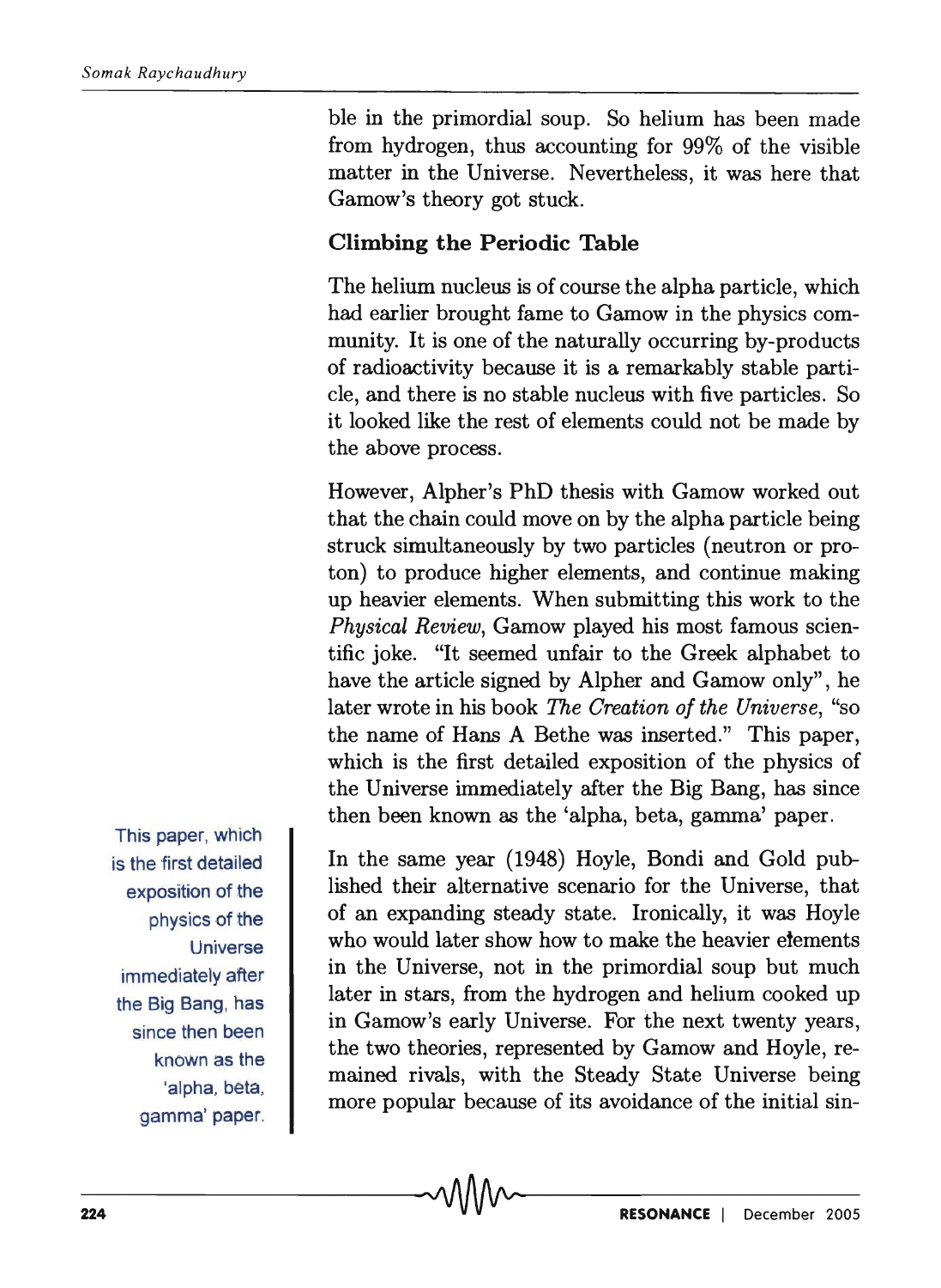ble in the primordial soup. So helium has been made from hydrogen, thus accounting for 99% of the visible matter in the Universe. Nevertheless, it was here that Gamow's theory got stuck.

### Climbing the Periodic Table

The helium nucleus is of course the alpha particle, which had earlier brought fame to Gamow in the physics community. It is one of the naturally occurring by-products of radioactivity because it is a remarkably stable particle, and there is no stable nucleus with five particles. So it looked like the rest of elements could not be made by the above process.

However, Alpher's PhD thesis with Gamow worked out that the chain could move on by the alpha particle being struck simultaneously by two particles (neutron or proton) to produce higher elements, and continue making up heavier elements. When submitting this work to the *Physical Review*, Gamow played his most famous scientific joke. "It seemed unfair to the Greek alphabet to have the article signed by Alpher and Gamow only", he later wrote in his book *The Creation of the Universe*, "so the name of Hans A Bethe was inserted." This paper, which is the first detailed exposition of the physics of the Universe immediately after the Big Bang, has since then been known as the 'alpha, beta, gamma' paper.

> This paper, which is the first detailed exposition of the physics of the Universe immediately after the Big Bang, has since then been known as the 'alpha, beta, gamma' paper.

In the same year (1948) Hoyle, Bondi and Gold published their alternative scenario for the Universe, that of an expanding steady state. Ironically, it was Hoyle who would later show how to make the heavier elements in the Universe, not in the primordial soup but much later in stars, from the hydrogen and helium cooked up in Gamow's early Universe. For the next twenty years, the two theories, represented by Gamow and Hoyle, remained rivals, with the Steady State Universe being more popular because of its avoidance of the initial sin-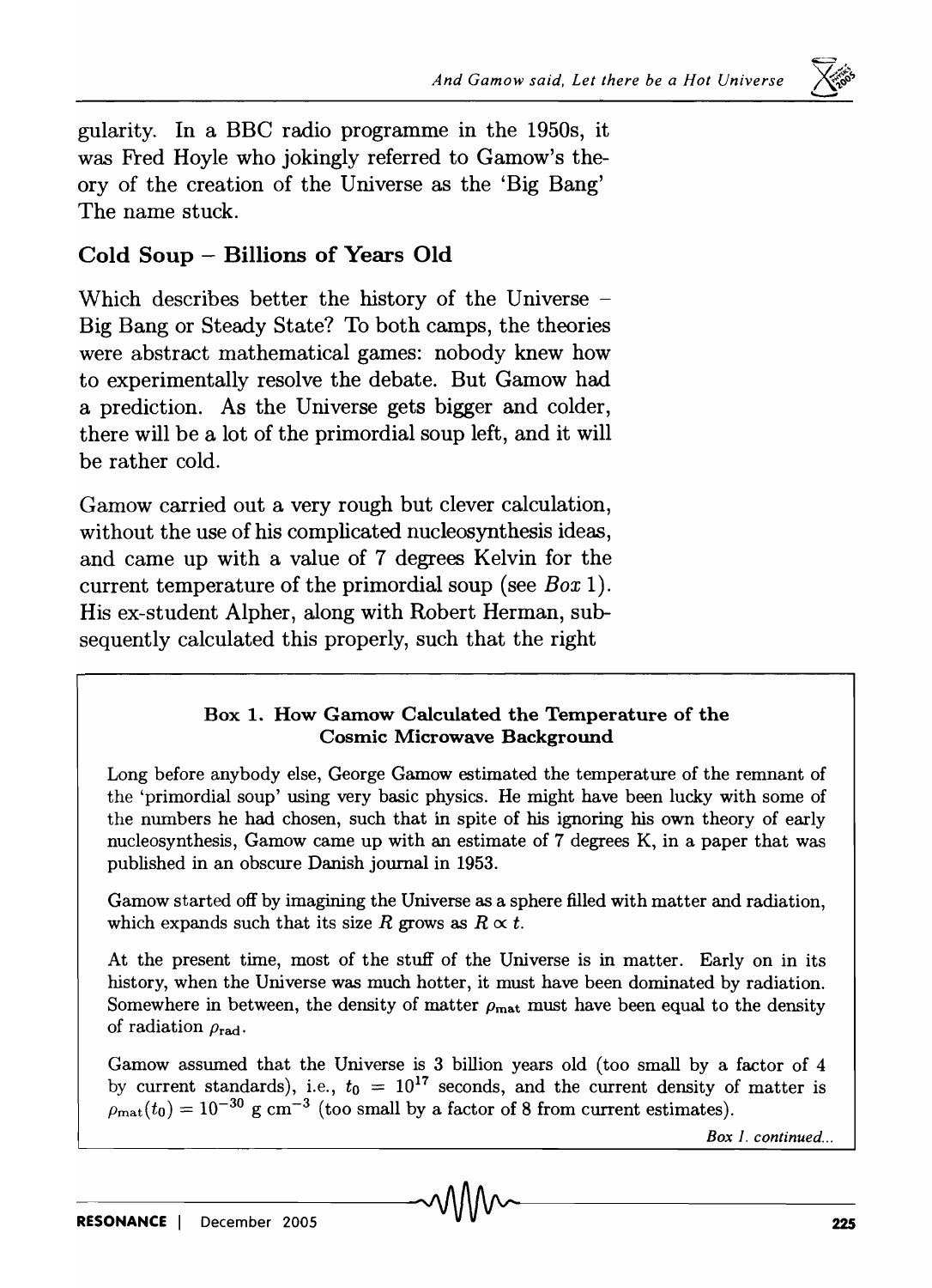gularity. In a BBC radio programme in the 1950s, it was Fred Hoyle who jokingly referred to Gamow's theory of the creation of the Universe as the 'Big Bang' The name stuck.

## Cold Soup – Billions of Years Old

Which describes better the history of the Universe – Big Bang or Steady State? To both camps, the theories were abstract mathematical games: nobody knew how to experimentally resolve the debate. But Gamow had a prediction. As the Universe gets bigger and colder, there will be a lot of the primordial soup left, and it will be rather cold.

Gamow carried out a very rough but clever calculation, without the use of his complicated nucleosynthesis ideas, and came up with a value of 7 degrees Kelvin for the current temperature of the primordial soup (see *Box* 1). His ex-student Alpher, along with Robert Herman, subsequently calculated this properly, such that the right

### Box 1. How Gamow Calculated the Temperature of the Cosmic Microwave Background

Long before anybody else, George Gamow estimated the temperature of the remnant of the 'primordial soup' using very basic physics. He might have been lucky with some of the numbers he had chosen, such that in spite of his ignoring his own theory of early nucleosynthesis, Gamow came up with an estimate of 7 degrees K, in a paper that was published in an obscure Danish journal in 1953.

Gamow started off by imagining the Universe as a sphere filled with matter and radiation, which expands such that its size $R$ grows as $R \propto t$.

At the present time, most of the stuff of the Universe is in matter. Early on in its history, when the Universe was much hotter, it must have been dominated by radiation. Somewhere in between, the density of matter $\rho_{\rm mat}$ must have been equal to the density of radiation $\rho_{\rm rad}$.

Gamow assumed that the Universe is 3 billion years old (too small by a factor of 4 by current standards), i.e., $t_0 = 10^{17}$ seconds, and the current density of matter is $\rho_{\rm mat}(t_0) = 10^{-30}$ g cm$^{-3}$ (too small by a factor of 8 from current estimates).

*Box 1. continued...*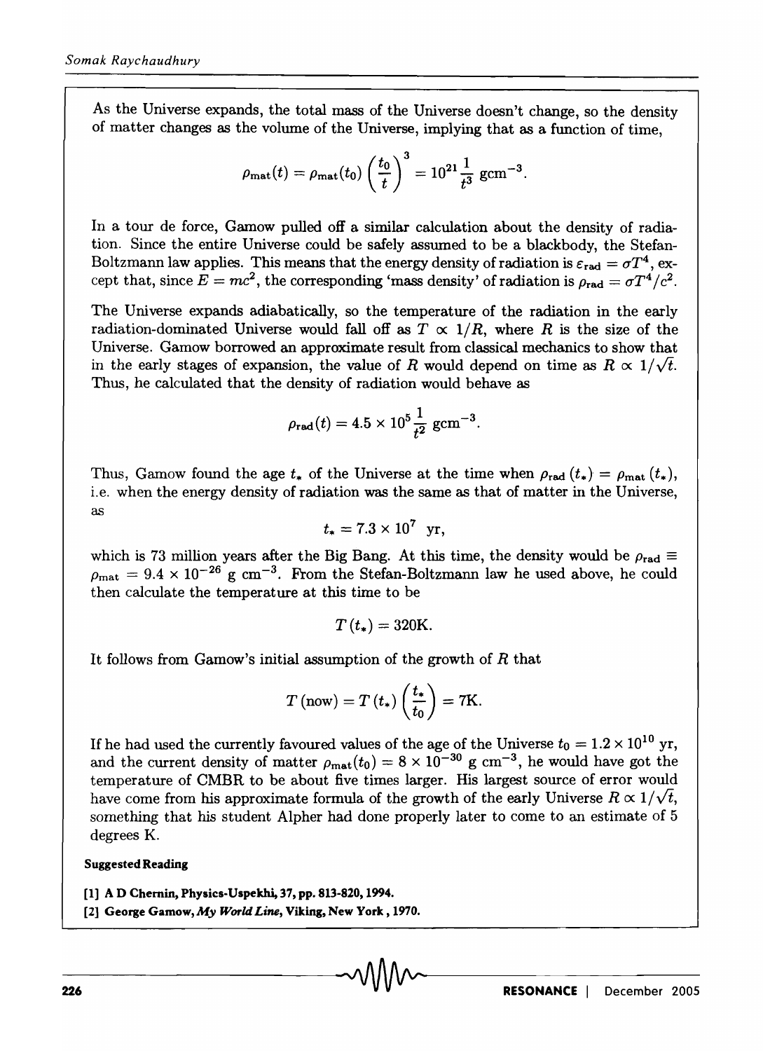As the Universe expands, the total mass of the Universe doesn't change, so the density of matter changes as the volume of the Universe, implying that as a function of time,

$$\rho_{\mathrm{mat}}(t) = \rho_{\mathrm{mat}}(t_0)\left(\frac{t_0}{t}\right)^3 = 10^{21}\frac{1}{t^3}\ \mathrm{gcm}^{-3}.$$

In a tour de force, Gamow pulled off a similar calculation about the density of radiation. Since the entire Universe could be safely assumed to be a blackbody, the Stefan-Boltzmann law applies. This means that the energy density of radiation is $\varepsilon_{\mathrm{rad}} = \sigma T^4$, except that, since $E = mc^2$, the corresponding 'mass density' of radiation is $\rho_{\mathrm{rad}} = \sigma T^4/c^2$.

The Universe expands adiabatically, so the temperature of the radiation in the early radiation-dominated Universe would fall off as $T \propto 1/R$, where $R$ is the size of the Universe. Gamow borrowed an approximate result from classical mechanics to show that in the early stages of expansion, the value of $R$ would depend on time as $R \propto 1/\sqrt{t}$. Thus, he calculated that the density of radiation would behave as

$$\rho_{\mathrm{rad}}(t) = 4.5 \times 10^5\frac{1}{t^2}\ \mathrm{gcm}^{-3}.$$

Thus, Gamow found the age $t_*$ of the Universe at the time when $\rho_{\mathrm{rad}}(t_*) = \rho_{\mathrm{mat}}(t_*)$, i.e. when the energy density of radiation was the same as that of matter in the Universe, as

$$t_* = 7.3 \times 10^7\ \mathrm{yr},$$

which is 73 million years after the Big Bang. At this time, the density would be $\rho_{\mathrm{rad}} \equiv \rho_{\mathrm{mat}} = 9.4 \times 10^{-26}\ \mathrm{g\ cm}^{-3}$. From the Stefan-Boltzmann law he used above, he could then calculate the temperature at this time to be

$$T(t_*) = 320\mathrm{K}.$$

It follows from Gamow's initial assumption of the growth of $R$ that

$$T(\mathrm{now}) = T(t_*)\left(\frac{t_*}{t_0}\right) = 7\mathrm{K}.$$

If he had used the currently favoured values of the age of the Universe $t_0 = 1.2 \times 10^{10}$ yr, and the current density of matter $\rho_{\mathrm{mat}}(t_0) = 8 \times 10^{-30}\ \mathrm{g\ cm}^{-3}$, he would have got the temperature of CMBR to be about five times larger. His largest source of error would have come from his approximate formula of the growth of the early Universe $R \propto 1/\sqrt{t}$, something that his student Alpher had done properly later to come to an estimate of 5 degrees K.

**Suggested Reading**

[1] A D Chernin, Physics-Uspekhi, 37, pp. 813-820, 1994.

[2] George Gamow, *My World Line*, Viking, New York, 1970.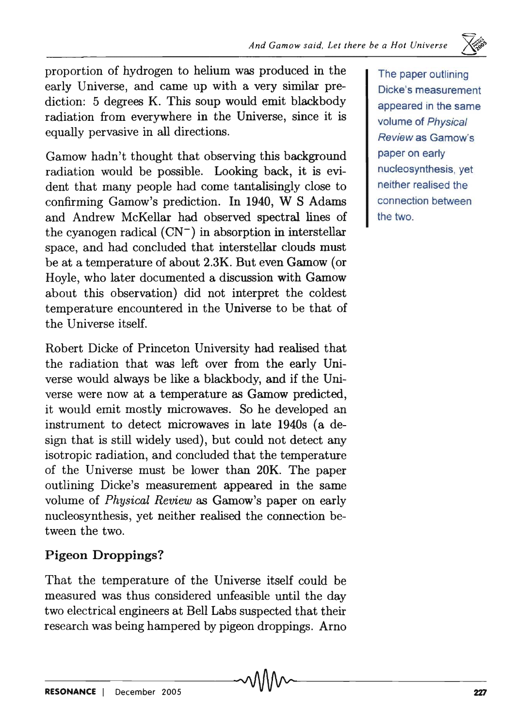proportion of hydrogen to helium was produced in the early Universe, and came up with a very similar prediction: 5 degrees K. This soup would emit blackbody radiation from everywhere in the Universe, since it is equally pervasive in all directions.

Gamow hadn't thought that observing this background radiation would be possible. Looking back, it is evident that many people had come tantalisingly close to confirming Gamow's prediction. In 1940, W S Adams and Andrew McKellar had observed spectral lines of the cyanogen radical ($CN^-$) in absorption in interstellar space, and had concluded that interstellar clouds must be at a temperature of about 2.3K. But even Gamow (or Hoyle, who later documented a discussion with Gamow about this observation) did not interpret the coldest temperature encountered in the Universe to be that of the Universe itself.

Robert Dicke of Princeton University had realised that the radiation that was left over from the early Universe would always be like a blackbody, and if the Universe were now at a temperature as Gamow predicted, it would emit mostly microwaves. So he developed an instrument to detect microwaves in late 1940s (a design that is still widely used), but could not detect any isotropic radiation, and concluded that the temperature of the Universe must be lower than 20K. The paper outlining Dicke's measurement appeared in the same volume of *Physical Review* as Gamow's paper on early nucleosynthesis, yet neither realised the connection between the two.

The paper outlining Dicke's measurement appeared in the same volume of *Physical Review* as Gamow's paper on early nucleosynthesis, yet neither realised the connection between the two.

## Pigeon Droppings?

That the temperature of the Universe itself could be measured was thus considered unfeasible until the day two electrical engineers at Bell Labs suspected that their research was being hampered by pigeon droppings. Arno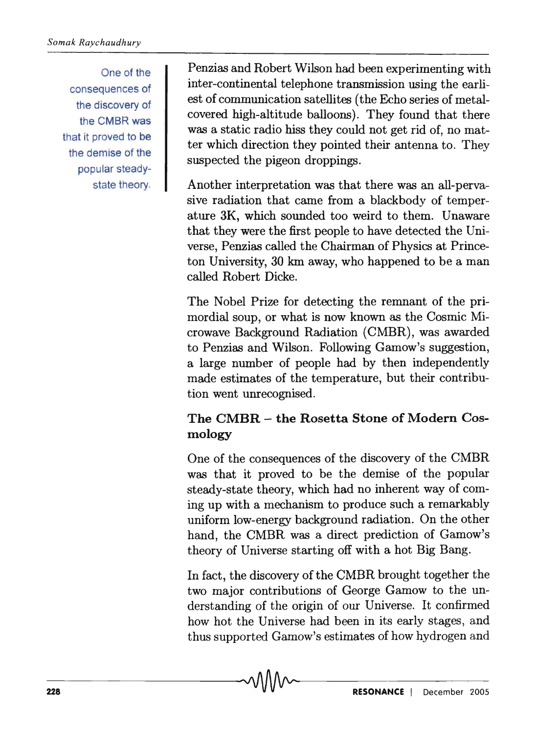One of the consequences of the discovery of the CMBR was that it proved to be the demise of the popular steady-state theory.

Penzias and Robert Wilson had been experimenting with inter-continental telephone transmission using the earliest of communication satellites (the Echo series of metal-covered high-altitude balloons). They found that there was a static radio hiss they could not get rid of, no matter which direction they pointed their antenna to. They suspected the pigeon droppings.

Another interpretation was that there was an all-pervasive radiation that came from a blackbody of temperature 3K, which sounded too weird to them. Unaware that they were the first people to have detected the Universe, Penzias called the Chairman of Physics at Princeton University, 30 km away, who happened to be a man called Robert Dicke.

The Nobel Prize for detecting the remnant of the primordial soup, or what is now known as the Cosmic Microwave Background Radiation (CMBR), was awarded to Penzias and Wilson. Following Gamow's suggestion, a large number of people had by then independently made estimates of the temperature, but their contribution went unrecognised.

## The CMBR – the Rosetta Stone of Modern Cosmology

One of the consequences of the discovery of the CMBR was that it proved to be the demise of the popular steady-state theory, which had no inherent way of coming up with a mechanism to produce such a remarkably uniform low-energy background radiation. On the other hand, the CMBR was a direct prediction of Gamow's theory of Universe starting off with a hot Big Bang.

In fact, the discovery of the CMBR brought together the two major contributions of George Gamow to the understanding of the origin of our Universe. It confirmed how hot the Universe had been in its early stages, and thus supported Gamow's estimates of how hydrogen and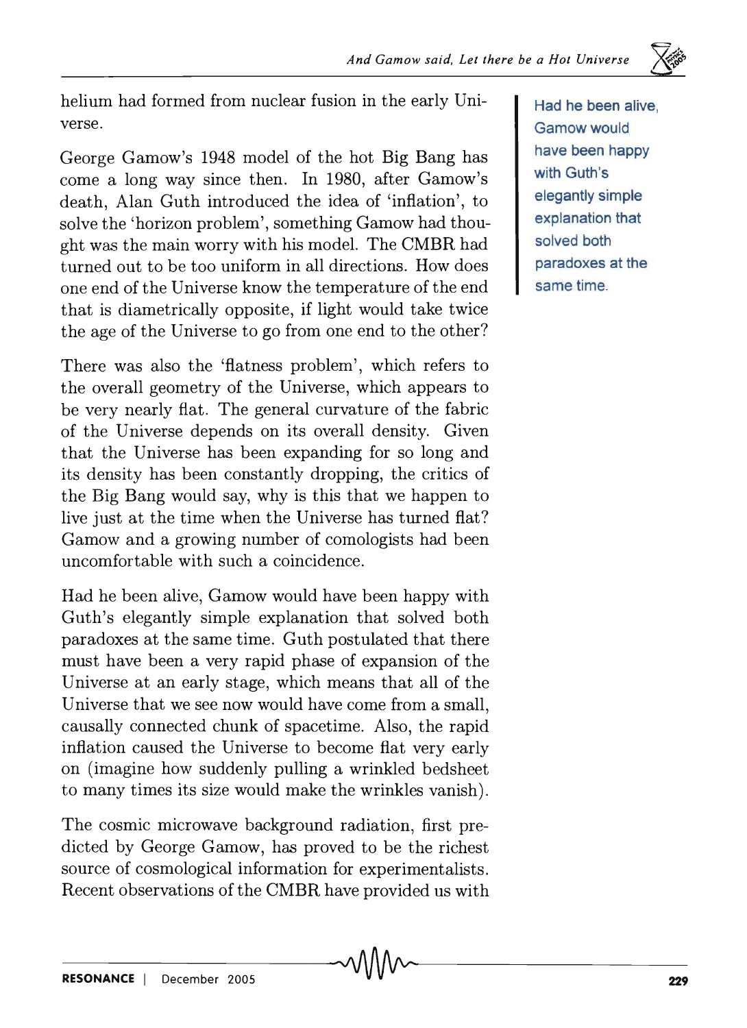helium had formed from nuclear fusion in the early Universe.

George Gamow's 1948 model of the hot Big Bang has come a long way since then. In 1980, after Gamow's death, Alan Guth introduced the idea of 'inflation', to solve the 'horizon problem', something Gamow had thought was the main worry with his model. The CMBR had turned out to be too uniform in all directions. How does one end of the Universe know the temperature of the end that is diametrically opposite, if light would take twice the age of the Universe to go from one end to the other?

There was also the 'flatness problem', which refers to the overall geometry of the Universe, which appears to be very nearly flat. The general curvature of the fabric of the Universe depends on its overall density. Given that the Universe has been expanding for so long and its density has been constantly dropping, the critics of the Big Bang would say, why is this that we happen to live just at the time when the Universe has turned flat? Gamow and a growing number of comologists had been uncomfortable with such a coincidence.

Had he been alive, Gamow would have been happy with Guth's elegantly simple explanation that solved both paradoxes at the same time. Guth postulated that there must have been a very rapid phase of expansion of the Universe at an early stage, which means that all of the Universe that we see now would have come from a small, causally connected chunk of spacetime. Also, the rapid inflation caused the Universe to become flat very early on (imagine how suddenly pulling a wrinkled bedsheet to many times its size would make the wrinkles vanish).

The cosmic microwave background radiation, first predicted by George Gamow, has proved to be the richest source of cosmological information for experimentalists. Recent observations of the CMBR have provided us with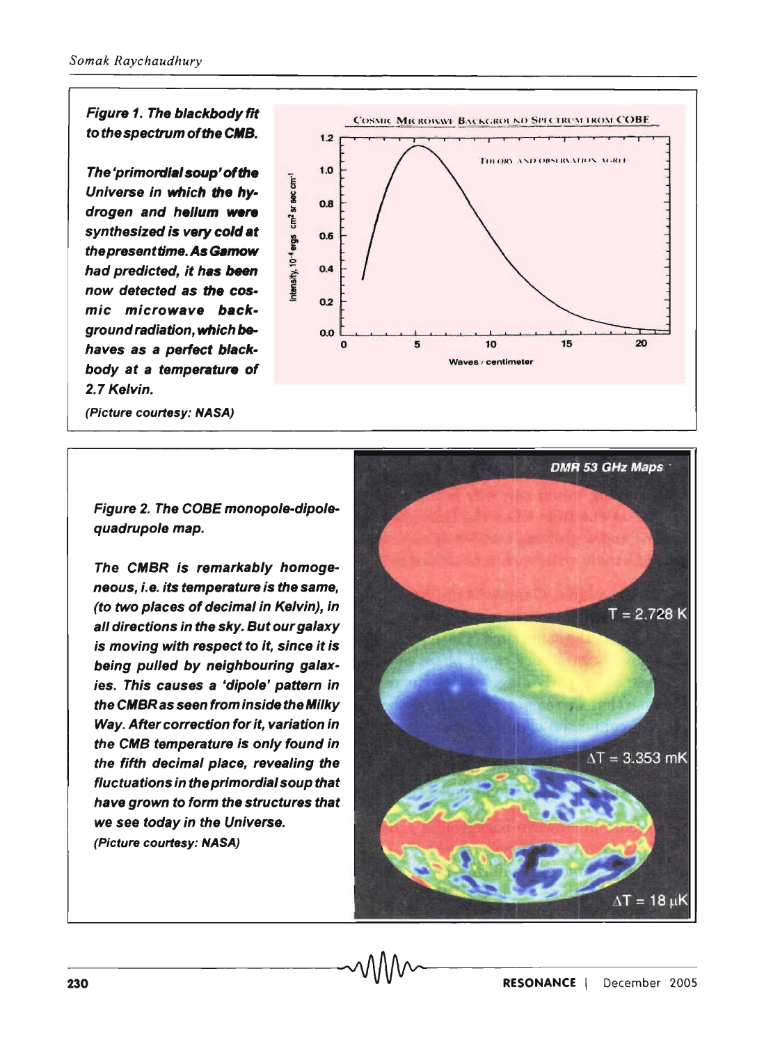**Figure 1. The blackbody fit to the spectrum of the CMB.**

***The 'primordial soup' of the Universe in which the hydrogen and helium were synthesized is very cold at the present time. As Gamow had predicted, it has been now detected as the cosmic microwave background radiation, which behaves as a perfect blackbody at a temperature of 2.7 Kelvin.***

***(Picture courtesy: NASA)***

***Figure 2. The COBE monopole-dipole-quadrupole map.***

***The CMBR is remarkably homogeneous, i.e. its temperature is the same, (to two places of decimal in Kelvin), in all directions in the sky. But our galaxy is moving with respect to it, since it is being pulled by neighbouring galaxies. This causes a 'dipole' pattern in the CMBR as seen from inside the Milky Way. After correction for it, variation in the CMB temperature is only found in the fifth decimal place, revealing the fluctuations in the primordial soup that have grown to form the structures that we see today in the Universe.***

***(Picture courtesy: NASA)***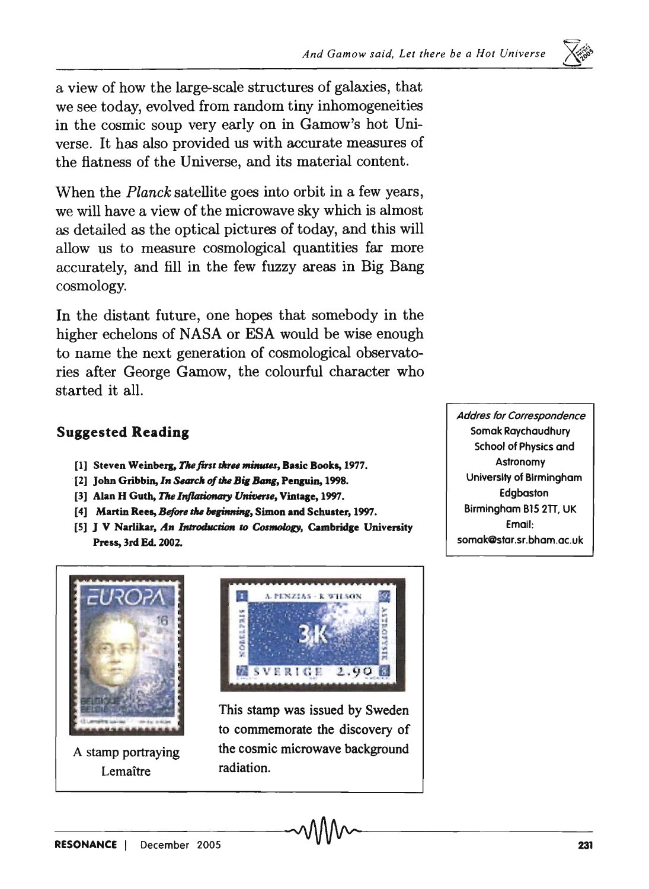a view of how the large-scale structures of galaxies, that we see today, evolved from random tiny inhomogeneities in the cosmic soup very early on in Gamow's hot Universe. It has also provided us with accurate measures of the flatness of the Universe, and its material content.

When the *Planck* satellite goes into orbit in a few years, we will have a view of the microwave sky which is almost as detailed as the optical pictures of today, and this will allow us to measure cosmological quantities far more accurately, and fill in the few fuzzy areas in Big Bang cosmology.

In the distant future, one hopes that somebody in the higher echelons of NASA or ESA would be wise enough to name the next generation of cosmological observatories after George Gamow, the colourful character who started it all.

## Suggested Reading

[1] **Steven Weinberg, *The first three minutes*, Basic Books, 1977.**

[2] **John Gribbin, *In Search of the Big Bang*, Penguin, 1998.**

[3] **Alan H Guth, *The Inflationary Universe*, Vintage, 1997.**

[4] **Martin Rees, *Before the beginning*, Simon and Schuster, 1997.**

[5] **J V Narlikar, *An Introduction to Cosmology*, Cambridge University Press, 3rd Ed. 2002.**

*Addres for Correspondence*
Somak Raychaudhury
School of Physics and Astronomy
University of Birmingham
Edgbaston
Birmingham B15 2TT, UK
Email:
somak@star.sr.bham.ac.uk

A stamp portraying Lemaître

This stamp was issued by Sweden to commemorate the discovery of the cosmic microwave background radiation.